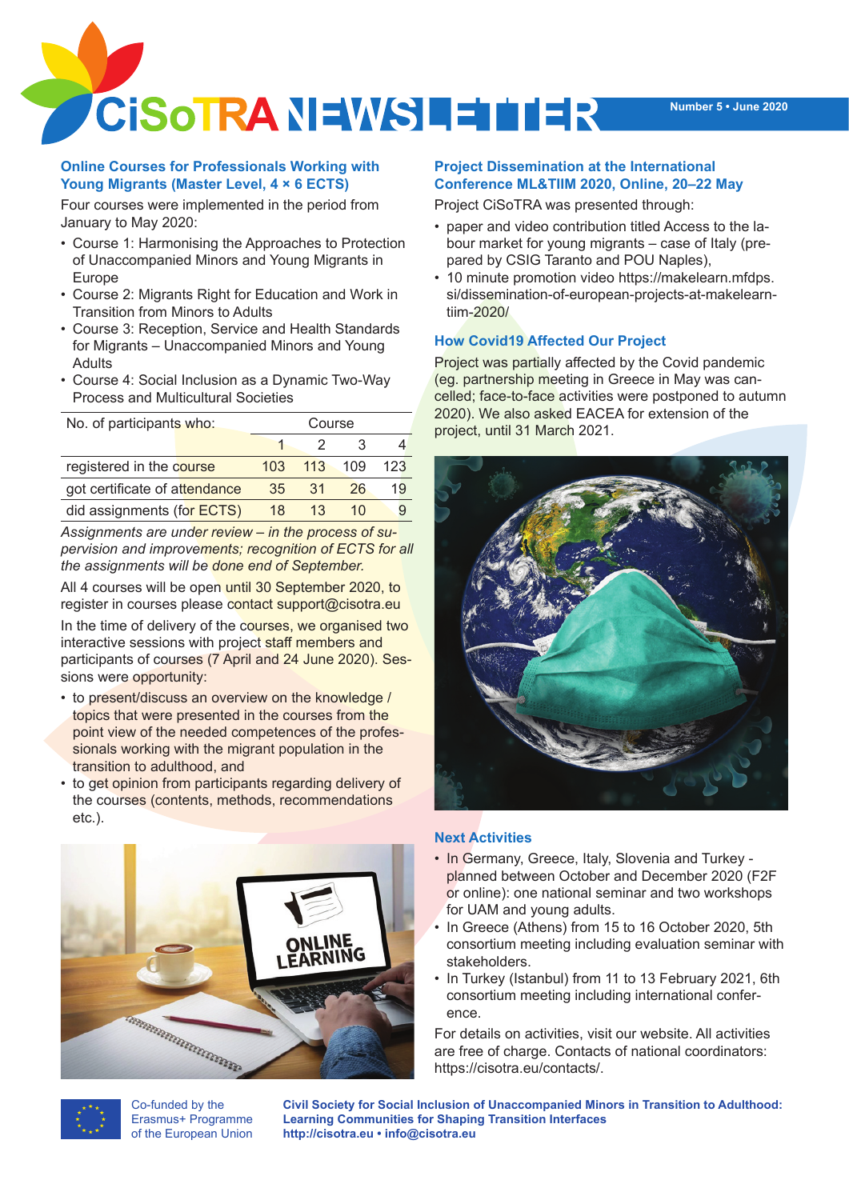# CiSoTRA NEWSLETTER

Number 5 • June 2020

## Online Courses for Professionals Working with Young Migrants (Master Level, 4 × 6 ECTS)

Four courses were implemented in the period from January to May 2020:

- Course 1: Harmonising the Approaches to Protection of Unaccompanied Minors and Young Migrants in Europe
- Course 2: Migrants Right for Education and Work in Transition from Minors to Adults
- Course 3: Reception, Service and Health Standards for Migrants – Unaccompanied Minors and Young Adults
- Course 4: Social Inclusion as a Dynamic Two-Way Process and Multicultural Societies

| No. of participants who: | Course | | | |
|---|---|---|---|---|
| | 1 | 2 | 3 | 4 |
| registered in the course | 103 | 113 | 109 | 123 |
| got certificate of attendance | 35 | 31 | 26 | 19 |
| did assignments (for ECTS) | 18 | 13 | 10 | 9 |

*Assignments are under review – in the process of supervision and improvements; recognition of ECTS for all the assignments will be done end of September.*

All 4 courses will be open until 30 September 2020, to register in courses please contact support@cisotra.eu

In the time of delivery of the courses, we organised two interactive sessions with project staff members and participants of courses (7 April and 24 June 2020). Sessions were opportunity:

- to present/discuss an overview on the knowledge / topics that were presented in the courses from the point view of the needed competences of the professionals working with the migrant population in the transition to adulthood, and
- to get opinion from participants regarding delivery of the courses (contents, methods, recommendations etc.).

## Project Dissemination at the International Conference ML&TIIM 2020, Online, 20–22 May

Project CiSoTRA was presented through:

- paper and video contribution titled Access to the labour market for young migrants – case of Italy (prepared by CSIG Taranto and POU Naples),
- 10 minute promotion video https://makelearn.mfdps.si/dissemination-of-european-projects-at-makelearn-tiim-2020/

## How Covid19 Affected Our Project

Project was partially affected by the Covid pandemic (eg. partnership meeting in Greece in May was cancelled; face-to-face activities were postponed to autumn 2020). We also asked EACEA for extension of the project, until 31 March 2021.

## Next Activities

- In Germany, Greece, Italy, Slovenia and Turkey - planned between October and December 2020 (F2F or online): one national seminar and two workshops for UAM and young adults.
- In Greece (Athens) from 15 to 16 October 2020, 5th consortium meeting including evaluation seminar with stakeholders.
- In Turkey (Istanbul) from 11 to 13 February 2021, 6th consortium meeting including international conference.

For details on activities, visit our website. All activities are free of charge. Contacts of national coordinators: https://cisotra.eu/contacts/.

Co-funded by the Erasmus+ Programme of the European Union

**Civil Society for Social Inclusion of Unaccompanied Minors in Transition to Adulthood: Learning Communities for Shaping Transition Interfaces**
**http://cisotra.eu • info@cisotra.eu**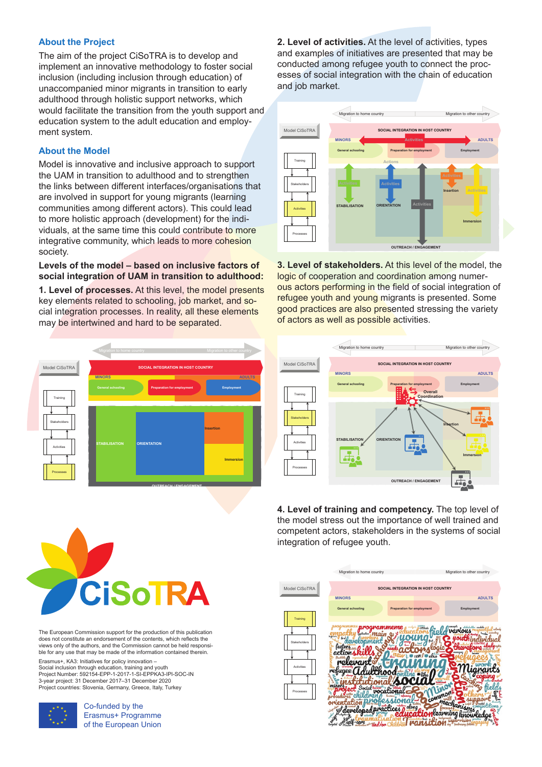## About the Project

The aim of the project CiSoTRA is to develop and implement an innovative methodology to foster social inclusion (including inclusion through education) of unaccompanied minor migrants in transition to early adulthood through holistic support networks, which would facilitate the transition from the youth support and education system to the adult education and employment system.

## About the Model

Model is innovative and inclusive approach to support the UAM in transition to adulthood and to strengthen the links between different interfaces/organisations that are involved in support for young migrants (learning communities among different actors). This could lead to more holistic approach (development) for the individuals, at the same time this could contribute to more integrative community, which leads to more cohesion society.

**Levels of the model – based on inclusive factors of social integration of UAM in transition to adulthood:**

**1. Level of processes.** At this level, the model presents key elements related to schooling, job market, and social integration processes. In reality, all these elements may be intertwined and hard to be separated.

Model CiSoTRA
Training
Stakeholders
Activities
Processes
Migration to home country
Migration to other country
SOCIAL INTEGRATION IN HOST COUNTRY
MINORS
ADULTS
General schooling
Preparation for employment
Employment
STABILISATION
ORIENTATION
Insertion
Immersion
OUTREACH / ENGAGEMENT

**2. Level of activities.** At the level of activities, types and examples of initiatives are presented that may be conducted among refugee youth to connect the processes of social integration with the chain of education and job market.

Model CiSoTRA
Training
Stakeholders
Activities
Processes
Migration to home country
Migration to other country
SOCIAL INTEGRATION IN HOST COUNTRY
MINORS
Activities
ADULTS
General schooling
Preparation for employment
Employment
Actions
Activities
Activities
Activities
Activities
STABILISATION
ORIENTATION
Insertion
Immersion
OUTREACH / ENGAGEMENT

**3. Level of stakeholders.** At this level of the model, the logic of cooperation and coordination among numerous actors performing in the field of social integration of refugee youth and young migrants is presented. Some good practices are also presented stressing the variety of actors as well as possible activities.

Model CiSoTRA
Training
Stakeholders
Activities
Processes
Migration to home country
Migration to other country
SOCIAL INTEGRATION IN HOST COUNTRY
MINORS
ADULTS
General schooling
Preparation for employment
Employment
Overall Coordination
STABILISATION
ORIENTATION
Insertion
Immersion
OUTREACH / ENGAGEMENT

**4. Level of training and competency.** The top level of the model stress out the importance of well trained and competent actors, stakeholders in the systems of social integration of refugee youth.

Model CiSoTRA
Training
Stakeholders
Activities
Processes
Migration to home country
Migration to other country
SOCIAL INTEGRATION IN HOST COUNTRY
MINORS
ADULTS
General schooling
Preparation for employment
Employment

CiSoTRA

The European Commission support for the production of this publication does not constitute an endorsement of the contents, which reflects the views only of the authors, and the Commission cannot be held responsible for any use that may be made of the information contained therein.

Erasmus+, KA3: Initiatives for policy innovation –
Social inclusion through education, training and youth
Project Number: 592154-EPP-1-2017-1-SI-EPPKA3-IPI-SOC-IN
3-year project: 31 December 2017–31 December 2020
Project countries: Slovenia, Germany, Greece, Italy, Turkey

Co-funded by the
Erasmus+ Programme
of the European Union